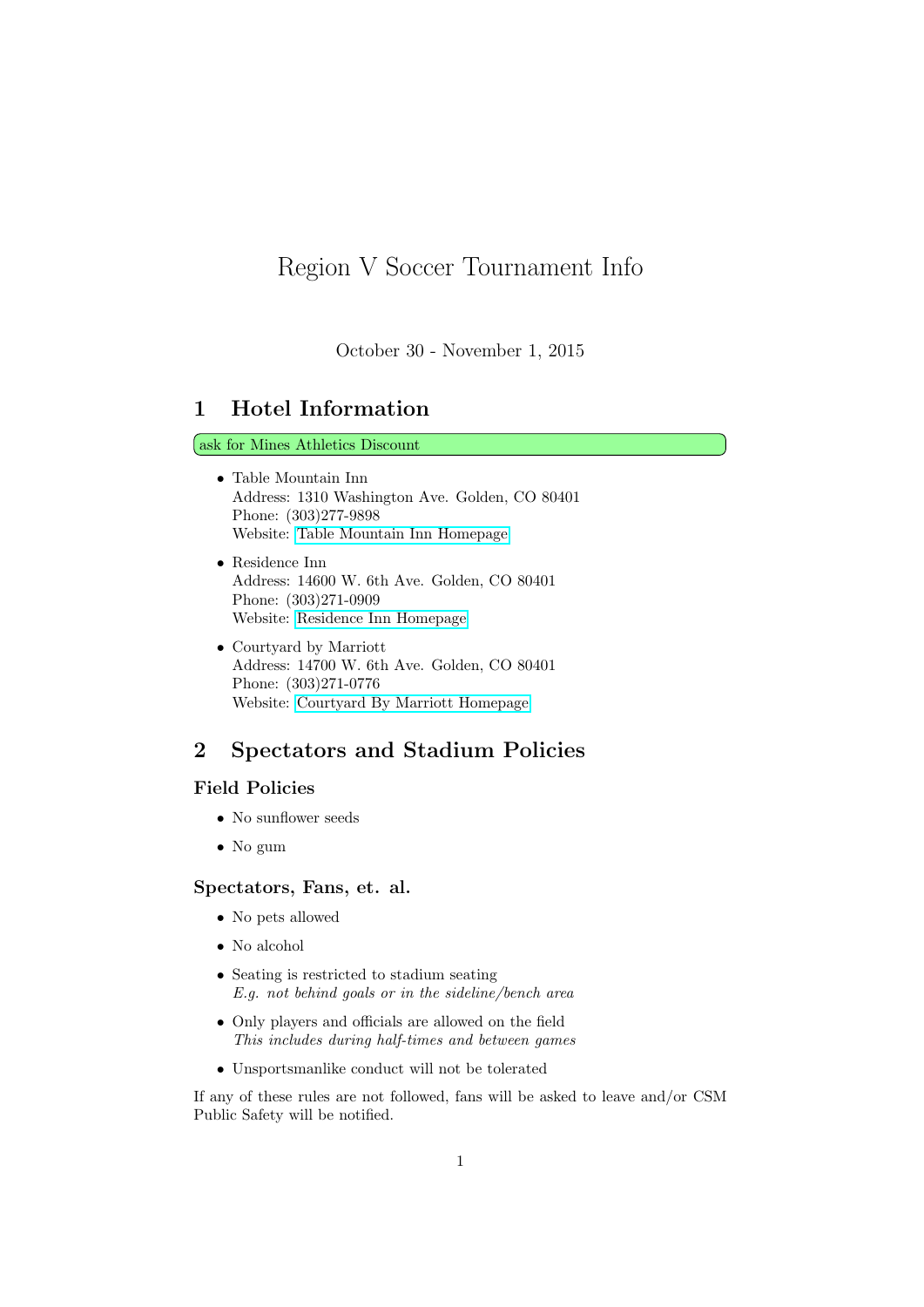# Region V Soccer Tournament Info

October 30 - November 1, 2015

## 1 Hotel Information

ask for Mines Athletics Discount

- Table Mountain Inn
  Address: 1310 Washington Ave. Golden, CO 80401
  Phone: (303)277-9898
  Website: Table Mountain Inn Homepage

- Residence Inn
  Address: 14600 W. 6th Ave. Golden, CO 80401
  Phone: (303)271-0909
  Website: Residence Inn Homepage

- Courtyard by Marriott
  Address: 14700 W. 6th Ave. Golden, CO 80401
  Phone: (303)271-0776
  Website: Courtyard By Marriott Homepage

## 2 Spectators and Stadium Policies

### Field Policies

- No sunflower seeds
- No gum

### Spectators, Fans, et. al.

- No pets allowed
- No alcohol
- Seating is restricted to stadium seating
  *E.g. not behind goals or in the sideline/bench area*
- Only players and officials are allowed on the field
  *This includes during half-times and between games*
- Unsportsmanlike conduct will not be tolerated

If any of these rules are not followed, fans will be asked to leave and/or CSM Public Safety will be notified.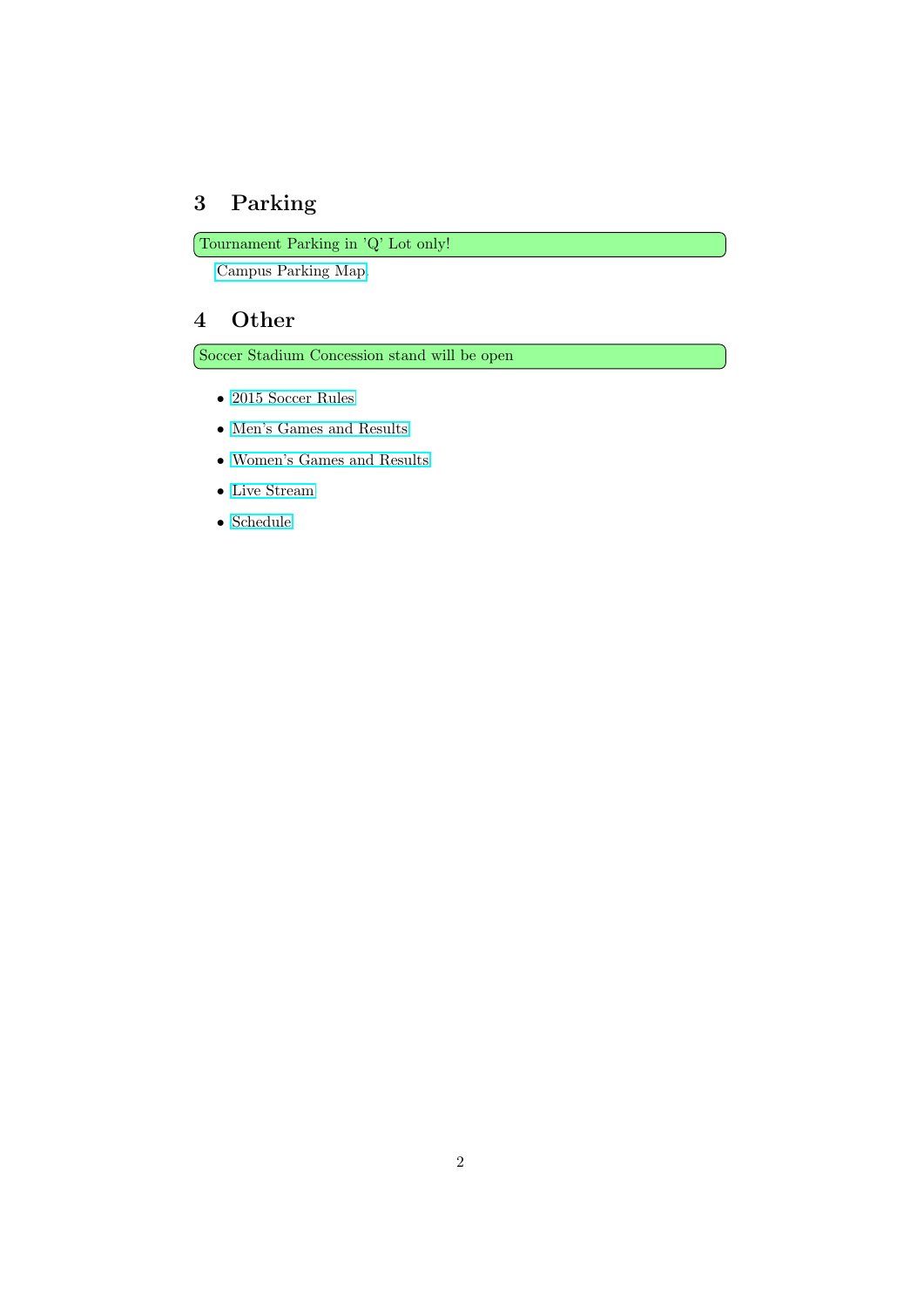## 3 Parking

Tournament Parking in 'Q' Lot only!

Campus Parking Map.

## 4 Other

Soccer Stadium Concession stand will be open

- 2015 Soccer Rules
- Men's Games and Results
- Women's Games and Results
- Live Stream
- Schedule